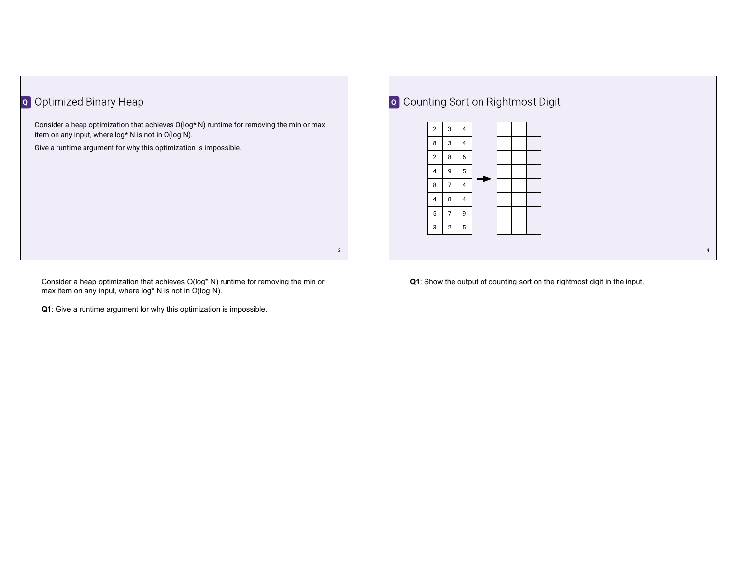## Optimized Binary Heap

Consider a heap optimization that achieves O(log* N) runtime for removing the min or max item on any input, where log* N is not in Ω(log N).

Give a runtime argument for why this optimization is impossible.

Consider a heap optimization that achieves O(log* N) runtime for removing the min or max item on any input, where log* N is not in Ω(log N).

**Q1**: Give a runtime argument for why this optimization is impossible.

## Counting Sort on Rightmost Digit

| | | |
|---|---|---|
| 2 | 3 | 4 |
| 8 | 3 | 4 |
| 2 | 8 | 6 |
| 4 | 9 | 5 |
| 8 | 7 | 4 |
| 4 | 8 | 4 |
| 5 | 7 | 9 |
| 3 | 2 | 5 |

→

| | | |
|---|---|---|
| | | |
| | | |
| | | |
| | | |
| | | |
| | | |
| | | |
| | | |

**Q1**: Show the output of counting sort on the rightmost digit in the input.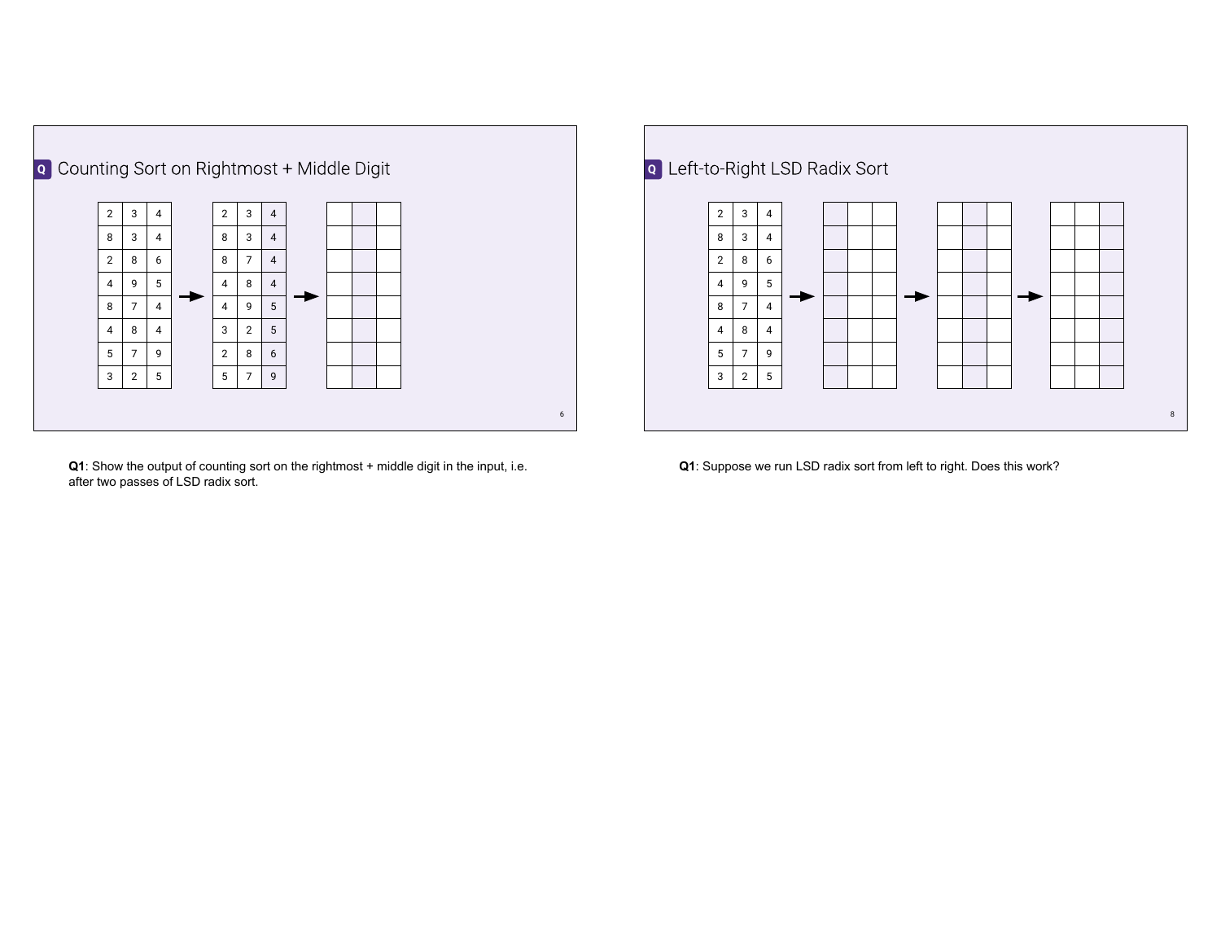## Counting Sort on Rightmost + Middle Digit

| | | |
|---|---|---|
| 2 | 3 | 4 |
| 8 | 3 | 4 |
| 2 | 8 | 6 |
| 4 | 9 | 5 |
| 8 | 7 | 4 |
| 4 | 8 | 4 |
| 5 | 7 | 9 |
| 3 | 2 | 5 |

→

| | | |
|---|---|---|
| 2 | 3 | 4 |
| 8 | 3 | 4 |
| 8 | 7 | 4 |
| 4 | 8 | 4 |
| 4 | 9 | 5 |
| 3 | 2 | 5 |
| 2 | 8 | 6 |
| 5 | 7 | 9 |

→

| | | |
|---|---|---|
| | | |
| | | |
| | | |
| | | |
| | | |
| | | |
| | | |
| | | |

**Q1**: Show the output of counting sort on the rightmost + middle digit in the input, i.e. after two passes of LSD radix sort.

## Left-to-Right LSD Radix Sort

| | | |
|---|---|---|
| 2 | 3 | 4 |
| 8 | 3 | 4 |
| 2 | 8 | 6 |
| 4 | 9 | 5 |
| 8 | 7 | 4 |
| 4 | 8 | 4 |
| 5 | 7 | 9 |
| 3 | 2 | 5 |

→

| | | |
|---|---|---|
| | | |
| | | |
| | | |
| | | |
| | | |
| | | |
| | | |
| | | |

→

| | | |
|---|---|---|
| | | |
| | | |
| | | |
| | | |
| | | |
| | | |
| | | |
| | | |

→

| | | |
|---|---|---|
| | | |
| | | |
| | | |
| | | |
| | | |
| | | |
| | | |
| | | |

**Q1**: Suppose we run LSD radix sort from left to right. Does this work?